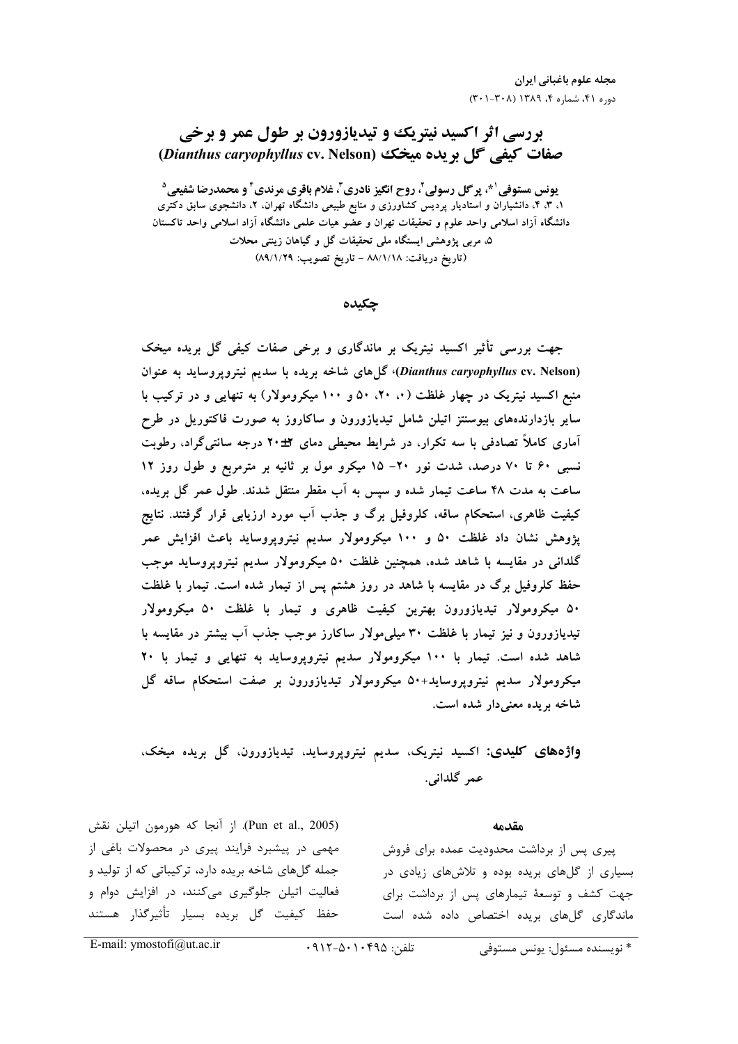# بررسی اثر اکسید نیتریک و تیدیازورون بر طول عمر و برخی صفات کیفی گل بریده میخک (*Dianthus caryophyllus* cv. Nelson)

**یونس مستوفی[1*]، پرگل رسولی[2]، روح انگیز نادری[3]، غلام باقری مرندی[4] و محمدرضا شفیعی[5]**

۱، ۳، ۴، دانشیاران و استادیار پردیس کشاورزی و منابع طبیعی دانشگاه تهران، ۲، دانشجوی سابق دکتری دانشگاه آزاد اسلامی واحد علوم و تحقیقات تهران و عضو هیات علمی دانشگاه آزاد اسلامی واحد تاکستان
۵، مربی پژوهشی ایستگاه ملی تحقیقات گل و گیاهان زینتی محلات
(تاریخ دریافت: ۸۸/۱/۱۸ - تاریخ تصویب: ۸۹/۱/۲۹)

## چکیده

جهت بررسی تأثیر اکسید نیتریک بر ماندگاری و برخی صفات کیفی گل بریده میخک (*Dianthus caryophyllus* cv. Nelson)، گل‌های شاخه بریده با سدیم نیتروپروساید به عنوان منبع اکسید نیتریک در چهار غلظت (۰، ۲۰، ۵۰ و ۱۰۰ میکرومولار) به تنهایی و در ترکیب با سایر بازدارنده‌های بیوسنتز اتیلن شامل تیدیازورون و ساکاروز به صورت فاکتوریل در طرح آماری کاملاً تصادفی با سه تکرار، در شرایط محیطی دمای ۲±۲۰ درجه سانتی‌گراد، رطوبت نسبی ۶۰ تا ۷۰ درصد، شدت نور ۲۰- ۱۵ میکرو مول بر ثانیه بر مترمربع و طول روز ۱۲ ساعت به مدت ۴۸ ساعت تیمار شده و سپس به آب مقطر منتقل شدند. طول عمر گل بریده، کیفیت ظاهری، استحکام ساقه، کلروفیل برگ و جذب آب مورد ارزیابی قرار گرفتند. نتایج پژوهش نشان داد غلظت ۵۰ و ۱۰۰ میکرومولار سدیم نیتروپروساید باعث افزایش عمر گلدانی در مقایسه با شاهد شده، همچنین غلظت ۵۰ میکرومولار سدیم نیتروپروساید موجب حفظ کلروفیل برگ در مقایسه با شاهد در روز هشتم پس از تیمار شده است. تیمار با غلظت ۵۰ میکرومولار تیدیازورون بهترین کیفیت ظاهری و تیمار با غلظت ۵۰ میکرومولار تیدیازورون و نیز تیمار با غلظت ۳۰ میلی‌مولار ساکارز موجب جذب آب بیشتر در مقایسه با شاهد شده است. تیمار با ۱۰۰ میکرومولار سدیم نیتروپروساید به تنهایی و تیمار با ۲۰ میکرومولار سدیم نیتروپروساید+۵۰ میکرومولار تیدیازورون بر صفت استحکام ساقه گل شاخه بریده معنی‌دار شده است.

**واژه‌های کلیدی:** اکسید نیتریک، سدیم نیتروپروساید، تیدیازورون، گل بریده میخک، عمر گلدانی.

## مقدمه

پیری پس از برداشت محدودیت عمده برای فروش بسیاری از گل‌های بریده بوده و تلاش‌های زیادی در جهت کشف و توسعهٔ تیمارهای پس از برداشت برای ماندگاری گل‌های بریده اختصاص داده شده است (Pun et al., 2005). از آنجا که هورمون اتیلن نقش مهمی در پیشبرد فرایند پیری در محصولات باغی از جمله گل‌های شاخه بریده دارد، ترکیباتی که از تولید و فعالیت اتیلن جلوگیری می‌کنند، در افزایش دوام و حفظ کیفیت گل بریده بسیار تأثیرگذار هستند

\* نویسنده مسئول: یونس مستوفی    تلفن: ۰۹۱۲-۵۰۱۰۴۹۵    E-mail: ymostofi@ut.ac.ir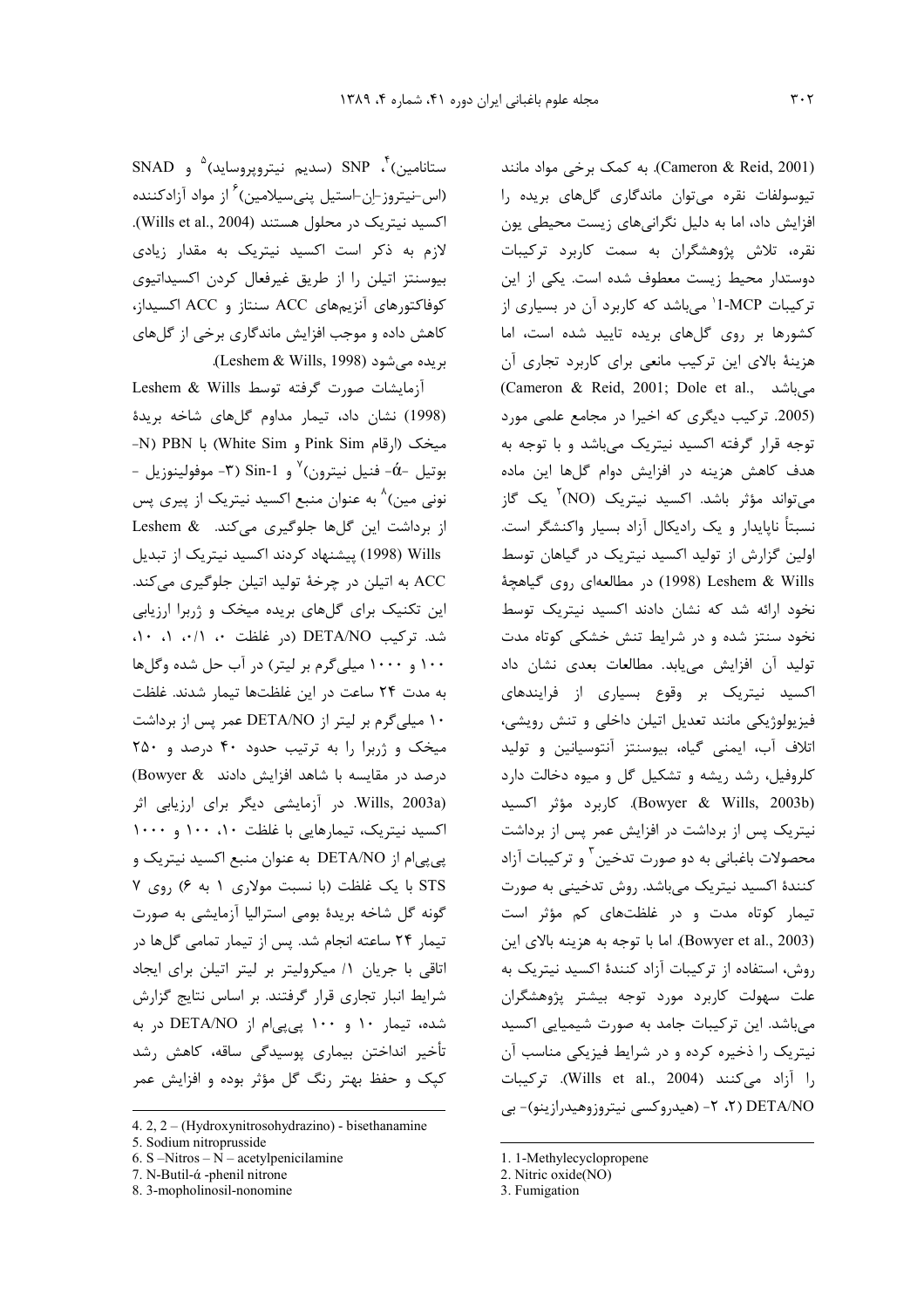(Cameron & Reid, 2001). به کمک برخی مواد مانند تیوسولفات نقره می‌توان ماندگاری گل‌های بریده را افزایش داد، اما به دلیل نگرانی‌های زیست محیطی یون نقره، تلاش پژوهشگران به سمت کاربرد ترکیبات دوستدار محیط زیست معطوف شده است. یکی از این ترکیبات 1-MCP[1] می‌باشد که کاربرد آن در بسیاری از کشورها بر روی گل‌های بریده تایید شده است، اما هزینهٔ بالای این ترکیب مانعی برای کاربرد تجاری آن می‌باشد (Cameron & Reid, 2001; Dole et al., 2005). ترکیب دیگری که اخیرا در مجامع علمی مورد توجه قرار گرفته اکسید نیتریک می‌باشد و با توجه به هدف کاهش هزینه در افزایش دوام گل‌ها این ماده می‌تواند مؤثر باشد. اکسید نیتریک (NO)[2] یک گاز نسبتاً ناپایدار و یک رادیکال آزاد بسیار واکنشگر است. اولین گزارش از تولید اکسید نیتریک در گیاهان توسط Leshem & Wills (1998) در مطالعه‌ای روی گیاهچهٔ نخود ارائه شد که نشان دادند اکسید نیتریک توسط نخود سنتز شده و در شرایط تنش خشکی کوتاه مدت تولید آن افزایش می‌یابد. مطالعات بعدی نشان داد اکسید نیتریک بر وقوع بسیاری از فرایندهای فیزیولوژیکی مانند تعدیل اتیلن داخلی و تنش رویشی، اتلاف آب، ایمنی گیاه، بیوسنتز آنتوسیانین و تولید کلروفیل، رشد ریشه و تشکیل گل و میوه دخالت دارد (Bowyer & Wills, 2003b). کاربرد مؤثر اکسید نیتریک پس از برداشت در افزایش عمر پس از برداشت محصولات باغبانی به دو صورت تدخین[3] و ترکیبات آزاد کنندهٔ اکسید نیتریک می‌باشد. روش تدخینی به صورت تیمار کوتاه مدت و در غلظت‌های کم مؤثر است (Bowyer et al., 2003). اما با توجه به هزینه بالای این روش، استفاده از ترکیبات آزاد کنندهٔ اکسید نیتریک به علت سهولت کاربرد مورد توجه بیشتر پژوهشگران می‌باشد. این ترکیبات جامد به صورت شیمیایی اکسید نیتریک را ذخیره کرده و در شرایط فیزیکی مناسب آن را آزاد می‌کنند (Wills et al., 2004). ترکیبات DETA/NO (۲، ۲- (هیدروکسی نیتروزوهیدرازینو)- بی ستانامین)[4]، SNP (سدیم نیتروپروساید)[5] و SNAD (اس-نیتروز-اِن-استیل پنی‌سیلامین)[6] از مواد آزادکننده اکسید نیتریک در محلول هستند (Wills et al., 2004). لازم به ذکر است اکسید نیتریک به مقدار زیادی بیوسنتز اتیلن را از طریق غیرفعال کردن اکسیداتیوی کوفاکتورهای آنزیم‌های ACC سنتاز و ACC اکسیداز، کاهش داده و موجب افزایش ماندگاری برخی از گل‌های بریده می‌شود (Leshem & Wills, 1998).

آزمایشات صورت گرفته توسط Leshem & Wills (1998) نشان داد، تیمار مداوم گل‌های شاخه بریدهٔ میخک (ارقام Pink Sim و White Sim) با PBN (N- بوتیل -ά- فنیل نیترون)[7] و Sin-1 (۳- موفولینوزیل - نونی مین)[8] به عنوان منبع اکسید نیتریک از پیری پس از برداشت این گل‌ها جلوگیری می‌کند. Leshem & Wills (1998) پیشنهاد کردند اکسید نیتریک از تبدیل ACC به اتیلن در چرخهٔ تولید اتیلن جلوگیری می‌کند. این تکنیک برای گل‌های بریده میخک و ژربرا ارزیابی شد. ترکیب DETA/NO (در غلظت ۰، ۰/۱، ۱، ۱۰، ۱۰۰ و ۱۰۰۰ میلی‌گرم بر لیتر) در آب حل شده وگل‌ها به مدت ۲۴ ساعت در این غلظت‌ها تیمار شدند. غلظت ۱۰ میلی‌گرم بر لیتر از DETA/NO عمر پس از برداشت میخک و ژربرا را به ترتیب حدود ۴۰ درصد و ۲۵۰ درصد در مقایسه با شاهد افزایش دادند (Bowyer & Wills, 2003a). در آزمایشی دیگر برای ارزیابی اثر اکسید نیتریک، تیمارهایی با غلظت ۱۰، ۱۰۰ و ۱۰۰۰ پی‌پی‌ام از DETA/NO به عنوان منبع اکسید نیتریک و STS با یک غلظت (با نسبت مولاری ۱ به ۶) روی ۷ گونه گل شاخه بریدهٔ بومی استرالیا آزمایشی به صورت تیمار ۲۴ ساعته انجام شد. پس از تیمار تمامی گل‌ها در اتاقی با جریان ۱/ میکرولیتر بر لیتر اتیلن برای ایجاد شرایط انبار تجاری قرار گرفتند. بر اساس نتایج گزارش شده، تیمار ۱۰ و ۱۰۰ پی‌پی‌ام از DETA/NO در به تأخیر انداختن بیماری پوسیدگی ساقه، کاهش رشد کپک و حفظ بهتر رنگ گل مؤثر بوده و افزایش عمر

---

1. 1-Methylecyclopropene
2. Nitric oxide(NO)
3. Fumigation
4. 2, 2 – (Hydroxynitrosohydrazino) - bisethanamine
5. Sodium nitroprusside
6. S –Nitros – N – acetylpenicilamine
7. N-Butil-ά -phenil nitrone
8. 3-mopholinosil-nonomine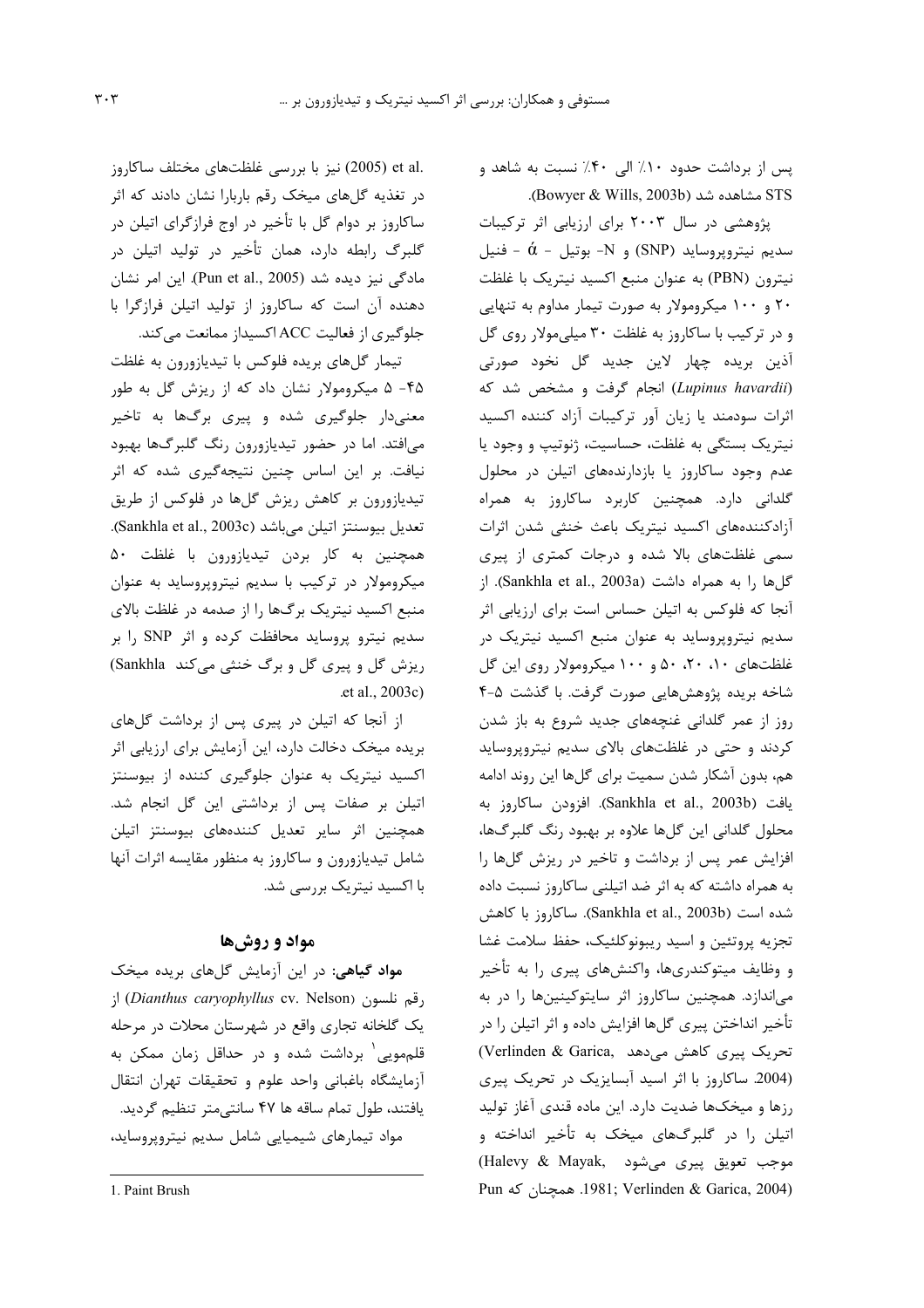پس از برداشت حدود ۱۰٪ الی ۴۰٪ نسبت به شاهد و STS مشاهده شد (Bowyer & Wills, 2003b).

پژوهشی در سال ۲۰۰۳ برای ارزیابی اثر ترکیبات سدیم نیتروپروساید (SNP) و N- بوتیل - ά - فنیل نیترون (PBN) به عنوان منبع اکسید نیتریک با غلظت ۲۰ و ۱۰۰ میکرومولار به صورت تیمار مداوم به تنهایی و در ترکیب با ساکاروز به غلظت ۳۰ میلی‌مولار روی گل آذین بریده چهار لاین جدید گل نخود صورتی (*Lupinus havardii*) انجام گرفت و مشخص شد که اثرات سودمند یا زیان آور ترکیبات آزاد کننده اکسید نیتریک بستگی به غلظت، حساسیت، ژنوتیپ و وجود یا عدم وجود ساکاروز یا بازدارنده‌های اتیلن در محلول گلدانی دارد. همچنین کاربرد ساکاروز به همراه آزادکننده‌های اکسید نیتریک باعث خنثی شدن اثرات سمی غلظت‌های بالا شده و درجات کمتری از پیری گل‌ها را به همراه داشت (Sankhla et al., 2003a). از آنجا که فلوکس به اتیلن حساس است برای ارزیابی اثر سدیم نیتروپروساید به عنوان منبع اکسید نیتریک در غلظت‌های ۱۰، ۲۰، ۵۰ و ۱۰۰ میکرومولار روی این گل شاخه بریده پژوهش‌هایی صورت گرفت. با گذشت ۵-۴ روز از عمر گلدانی غنچه‌های جدید شروع به باز شدن کردند و حتی در غلظت‌های بالای سدیم نیتروپروساید هم، بدون آشکار شدن سمیت برای گل‌ها این روند ادامه یافت (Sankhla et al., 2003b). افزودن ساکاروز به محلول گلدانی این گل‌ها علاوه بر بهبود رنگ گلبرگ‌ها، افزایش عمر پس از برداشت و تاخیر در ریزش گل‌ها را به همراه داشته که به اثر ضد اتیلنی ساکاروز نسبت داده شده است (Sankhla et al., 2003b). ساکاروز با کاهش تجزیه پروتئین و اسید ریبونوکلئیک، حفظ سلامت غشا و وظایف میتوکندری‌ها، واکنش‌های پیری را به تأخیر می‌اندازد. همچنین ساکاروز اثر سایتوکینین‌ها را در به تأخیر انداختن پیری گل‌ها افزایش داده و اثر اتیلن را در تحریک پیری کاهش می‌دهد (Verlinden & Garica, 2004). ساکاروز با اثر اسید آبسایزیک در تحریک پیری رزها و میخک‌ها ضدیت دارد. این ماده قندی آغاز تولید اتیلن را در گلبرگ‌های میخک به تأخیر انداخته و موجب تعویق پیری می‌شود (Halevy & Mayak, 1981; Verlinden & Garica, 2004). همچنان که Pun et al. (2005) نیز با بررسی غلظت‌های مختلف ساکاروز در تغذیه گل‌های میخک رقم باربارا نشان دادند که اثر ساکاروز بر دوام گل با تأخیر در اوج فرازگرای اتیلن در گلبرگ رابطه دارد، همان تأخیر در تولید اتیلن در مادگی نیز دیده شد (Pun et al., 2005). این امر نشان دهنده آن است که ساکاروز از تولید اتیلن فرازگرا با جلوگیری از فعالیت ACC اکسیداز ممانعت می‌کند.

تیمار گل‌های بریده فلوکس با تیدیازورون به غلظت ۴۵- ۵ میکرومولار نشان داد که از ریزش گل به طور معنی‌دار جلوگیری شده و پیری برگ‌ها به تاخیر می‌افتد. اما در حضور تیدیازورون رنگ گلبرگ‌ها بهبود نیافت. بر این اساس چنین نتیجه‌گیری شده که اثر تیدیازورون بر کاهش ریزش گل‌ها در فلوکس از طریق تعدیل بیوسنتز اتیلن می‌باشد (Sankhla et al., 2003c). همچنین به کار بردن تیدیازورون با غلظت ۵۰ میکرومولار در ترکیب با سدیم نیتروپروساید به عنوان منبع اکسید نیتریک برگ‌ها را از صدمه در غلظت بالای سدیم نیترو پروساید محافظت کرده و اثر SNP را بر ریزش گل و پیری گل و برگ خنثی می‌کند (Sankhla et al., 2003c).

از آنجا که اتیلن در پیری پس از برداشت گل‌های بریده میخک دخالت دارد، این آزمایش برای ارزیابی اثر اکسید نیتریک به عنوان جلوگیری کننده از بیوسنتز اتیلن بر صفات پس از برداشتی این گل انجام شد. همچنین اثر سایر تعدیل کننده‌های بیوسنتز اتیلن شامل تیدیازورون و ساکاروز به منظور مقایسه اثرات آنها با اکسید نیتریک بررسی شد.

## مواد و روش‌ها

**مواد گیاهی:** در این آزمایش گل‌های بریده میخک رقم نلسون (*Dianthus caryophyllus* cv. Nelson) از یک گلخانه تجاری واقع در شهرستان محلات در مرحله قلم‌مویی[1] برداشت شده و در حداقل زمان ممکن به آزمایشگاه باغبانی واحد علوم و تحقیقات تهران انتقال یافتند، طول تمام ساقه ها ۴۷ سانتی‌متر تنظیم گردید.

مواد تیمارهای شیمیایی شامل سدیم نیتروپروساید،

1. Paint Brush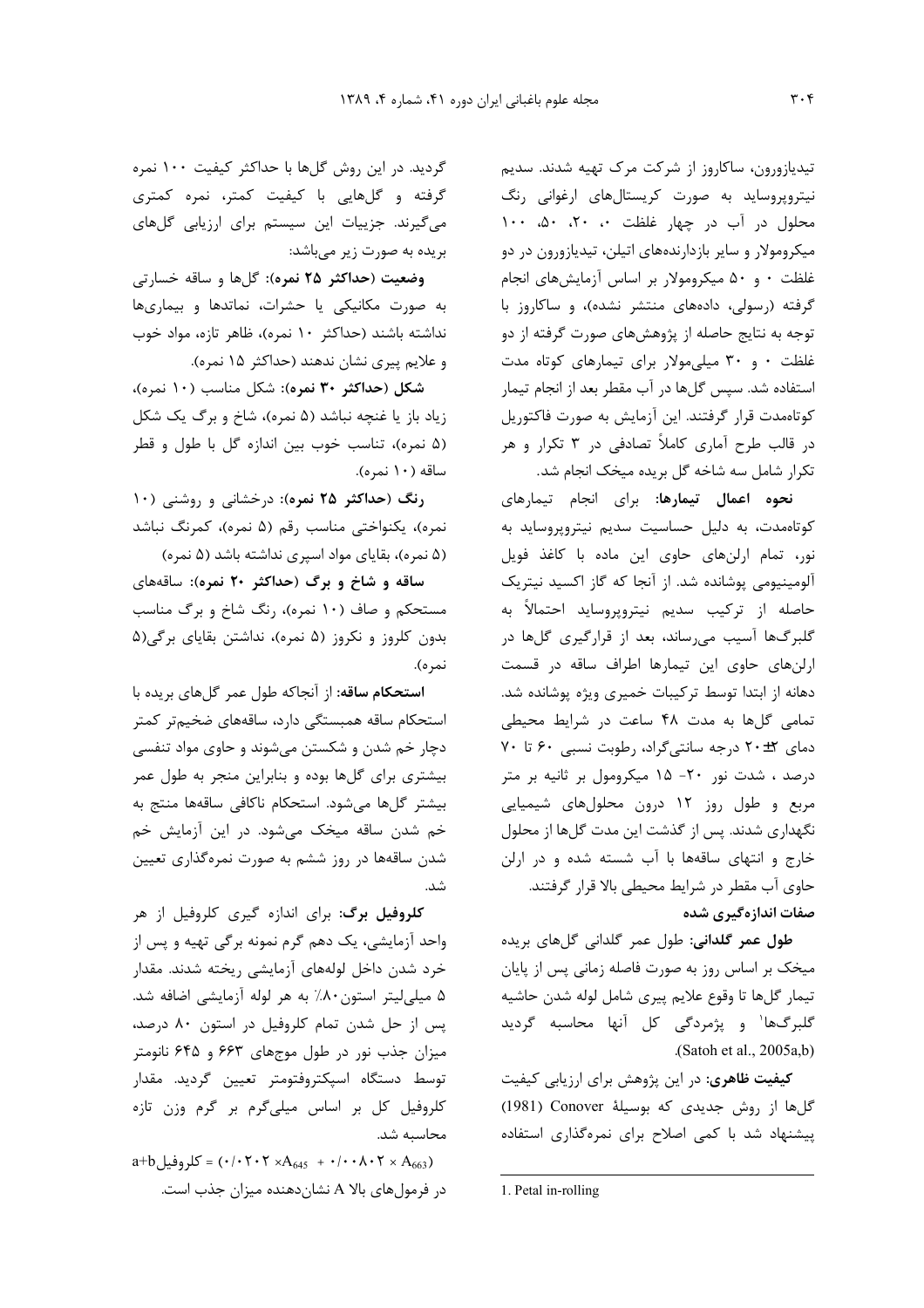تیدیازورون، ساکاروز از شرکت مرک تهیه شدند. سدیم نیتروپروساید به صورت کریستال‌های ارغوانی رنگ محلول در آب در چهار غلظت ۰، ۲۰، ۵۰، ۱۰۰ میکرومولار و سایر بازدارنده‌های اتیلن، تیدیازورون در دو غلظت ۰ و ۵۰ میکرومولار بر اساس آزمایش‌های انجام گرفته (رسولی، داده‌های منتشر نشده)، و ساکاروز با توجه به نتایج حاصله از پژوهش‌های صورت گرفته از دو غلظت ۰ و ۳۰ میلی‌مولار برای تیمارهای کوتاه مدت استفاده شد. سپس گل‌ها در آب مقطر بعد از انجام تیمار کوتاه‌مدت قرار گرفتند. این آزمایش به صورت فاکتوریل در قالب طرح آماری کاملاً تصادفی در ۳ تکرار و هر تکرار شامل سه شاخه گل بریده میخک انجام شد.

**نحوه اعمال تیمارها:** برای انجام تیمارهای کوتاه‌مدت، به دلیل حساسیت سدیم نیتروپروساید به نور، تمام ارلن‌های حاوی این ماده با کاغذ فویل آلومینیومی پوشانده شد. از آنجا که گاز اکسید نیتریک حاصله از ترکیب سدیم نیتروپروساید احتمالاً به گلبرگ‌ها آسیب می‌رساند، بعد از قرارگیری گل‌ها در ارلن‌های حاوی این تیمارها اطراف ساقه در قسمت دهانه از ابتدا توسط ترکیبات خمیری ویژه پوشانده شد. تمامی گل‌ها به مدت ۴۸ ساعت در شرایط محیطی دمای ۲±۲۰ درجه سانتی‌گراد، رطوبت نسبی ۶۰ تا ۷۰ درصد ، شدت نور ۲۰- ۱۵ میکرومول بر ثانیه بر متر مربع و طول روز ۱۲ درون محلول‌های شیمیایی نگهداری شدند. پس از گذشت این مدت گل‌ها از محلول خارج و انتهای ساقه‌ها با آب شسته شده و در ارلن حاوی آب مقطر در شرایط محیطی بالا قرار گرفتند.

**صفات اندازه‌گیری شده**

**طول عمر گلدانی:** طول عمر گلدانی گل‌های بریده میخک بر اساس روز به صورت فاصله زمانی پس از پایان تیمار گل‌ها تا وقوع علایم پیری شامل لوله شدن حاشیه گلبرگ‌ها[1] و پژمردگی کل آنها محاسبه گردید (Satoh et al., 2005a,b).

**کیفیت ظاهری:** در این پژوهش برای ارزیابی کیفیت گل‌ها از روش جدیدی که بوسیلهٔ Conover (1981) پیشنهاد شد با کمی اصلاح برای نمره‌گذاری استفاده گردید. در این روش گل‌ها با حداکثر کیفیت ۱۰۰ نمره گرفته و گل‌هایی با کیفیت کمتر، نمره کمتری می‌گیرند. جزییات این سیستم برای ارزیابی گل‌های بریده به صورت زیر می‌باشد:

**وضعیت (حداکثر ۲۵ نمره):** گل‌ها و ساقه خسارتی به صورت مکانیکی یا حشرات، نماتدها و بیماری‌ها نداشته باشند (حداکثر ۱۰ نمره)، ظاهر تازه، مواد خوب و علایم پیری نشان ندهند (حداکثر ۱۵ نمره).

**شکل (حداکثر ۳۰ نمره):** شکل مناسب (۱۰ نمره)، زیاد باز یا غنچه نباشد (۵ نمره)، شاخ و برگ یک شکل (۵ نمره)، تناسب خوب بین اندازه گل با طول و قطر ساقه (۱۰ نمره).

**رنگ (حداکثر ۲۵ نمره):** درخشانی و روشنی (۱۰ نمره)، یکنواختی مناسب رقم (۵ نمره)، کمرنگ نباشد (۵ نمره)، بقایای مواد اسپری نداشته باشد (۵ نمره)

**ساقه و شاخ و برگ (حداکثر ۲۰ نمره):** ساقه‌های مستحکم و صاف (۱۰ نمره)، رنگ شاخ و برگ مناسب بدون کلروز و نکروز (۵ نمره)، نداشتن بقایای برگی(۵ نمره).

**استحکام ساقه:** از آنجاکه طول عمر گل‌های بریده با استحکام ساقه همبستگی دارد، ساقه‌های ضخیم‌تر کمتر دچار خم شدن و شکستن می‌شوند و حاوی مواد تنفسی بیشتری برای گل‌ها بوده و بنابراین منجر به طول عمر بیشتر گل‌ها می‌شود. استحکام ناکافی ساقه‌ها منتج به خم شدن ساقه میخک می‌شود. در این آزمایش خم شدن ساقه‌ها در روز ششم به صورت نمره‌گذاری تعیین شد.

**کلروفیل برگ:** برای اندازه گیری کلروفیل از هر واحد آزمایشی، یک دهم گرم نمونه برگی تهیه و پس از خرد شدن داخل لوله‌های آزمایشی ریخته شدند. مقدار ۵ میلی‌لیتر استون ۸۰٪ به هر لوله آزمایشی اضافه شد. پس از حل شدن تمام کلروفیل در استون ۸۰ درصد، میزان جذب نور در طول موج‌های ۶۶۳ و ۶۴۵ نانومتر توسط دستگاه اسپکتروفتومتر تعیین گردید. مقدار کلروفیل کل بر اساس میلی‌گرم بر گرم وزن تازه محاسبه شد.

$$\text{a+b کلروفیل} = (0.0202 \times A_{645} + 0.00802 \times A_{663})$$

در فرمول‌های بالا A نشان‌دهنده میزان جذب است.

---

1. Petal in-rolling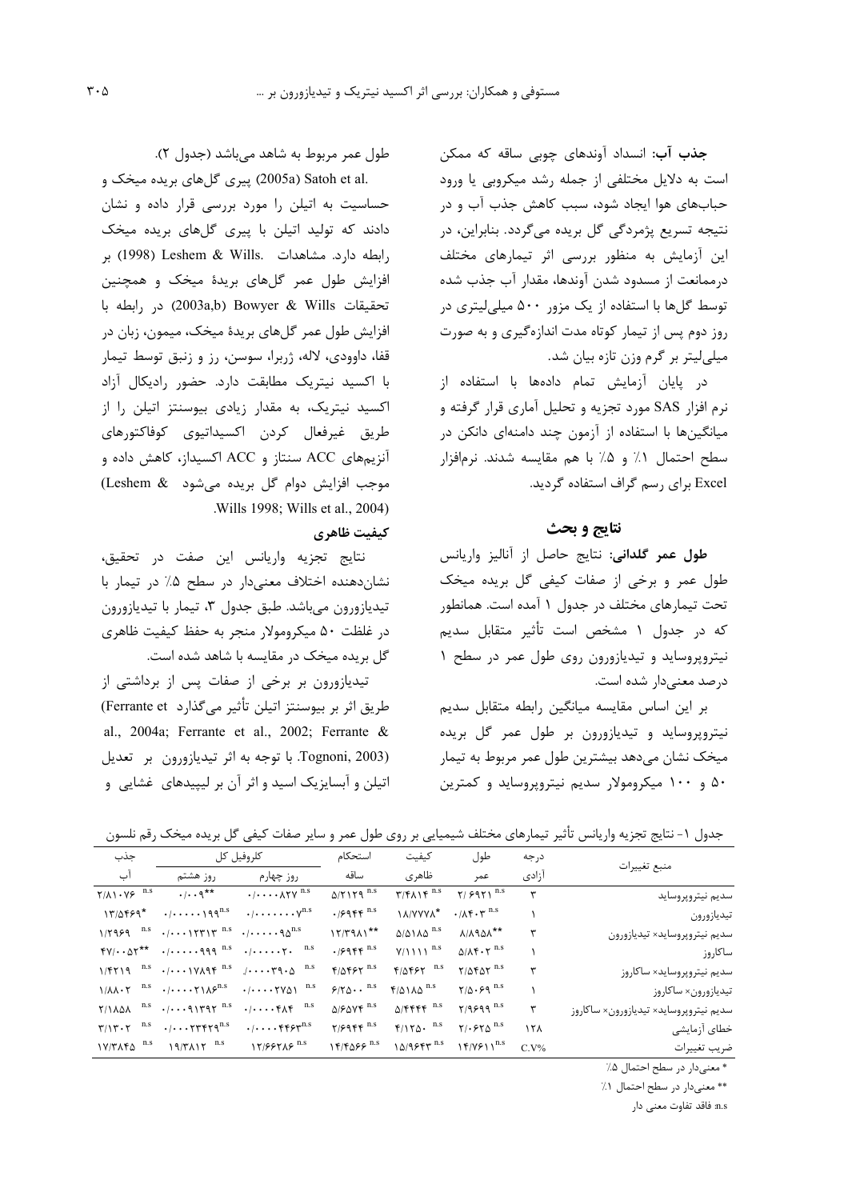**جذب آب:** انسداد آوندهای چوبی ساقه که ممکن است به دلایل مختلفی از جمله رشد میکروبی یا ورود حباب‌های هوا ایجاد شود، سبب کاهش جذب آب و در نتیجه تسریع پژمردگی گل بریده می‌گردد. بنابراین، در این آزمایش به منظور بررسی اثر تیمارهای مختلف درممانعت از مسدود شدن آوندها، مقدار آب جذب شده توسط گل‌ها با استفاده از یک مزور ۵۰۰ میلی‌لیتری در روز دوم پس از تیمار کوتاه مدت اندازه‌گیری و به صورت میلی‌لیتر بر گرم وزن تازه بیان شد.

در پایان آزمایش تمام داده‌ها با استفاده از نرم افزار SAS مورد تجزیه و تحلیل آماری قرار گرفته و میانگین‌ها با استفاده از آزمون چند دامنه‌ای دانکن در سطح احتمال ۱٪ و ۵٪ با هم مقایسه شدند. نرم‌افزار Excel برای رسم گراف استفاده گردید.

## نتایج و بحث

**طول عمر گلدانی:** نتایج حاصل از آنالیز واریانس طول عمر و برخی از صفات کیفی گل بریده میخک تحت تیمارهای مختلف در جدول ۱ آمده است. همانطور که در جدول ۱ مشخص است تأثیر متقابل سدیم نیتروپروساید و تیدیازورون روی طول عمر در سطح ۱ درصد معنی‌دار شده است.

بر این اساس مقایسه میانگین رابطه متقابل سدیم نیتروپروساید و تیدیازورون بر طول عمر گل بریده میخک نشان می‌دهد بیشترین طول عمر مربوط به تیمار ۵۰ و ۱۰۰ میکرومولار سدیم نیتروپروساید و کمترین طول عمر مربوط به شاهد می‌باشد (جدول ۲).

Satoh et al. (2005a) پیری گل‌های بریده میخک و حساسیت به اتیلن را مورد بررسی قرار داده و نشان دادند که تولید اتیلن با پیری گل‌های بریده میخک رابطه دارد. مشاهدات Leshem & Wills. (1998) بر افزایش طول عمر گل‌های بریدهٔ میخک و همچنین تحقیقات Bowyer & Wills (2003a,b) در رابطه با افزایش طول عمر گل‌های بریدهٔ میخک، میمون، زبان در قفا، داوودی، لاله، ژربرا، سوسن، رز و زنبق توسط تیمار با اکسید نیتریک مطابقت دارد. حضور رادیکال آزاد اکسید نیتریک، به مقدار زیادی بیوسنتز اتیلن را از طریق غیرفعال کردن اکسیداتیوی کوفاکتورهای آنزیم‌های ACC سنتاز و ACC اکسیداز، کاهش داده و موجب افزایش دوام گل بریده می‌شود (Leshem & Wills 1998; Wills et al., 2004).

### کیفیت ظاهری

نتایج تجزیه واریانس این صفت در تحقیق، نشان‌دهنده اختلاف معنی‌دار در سطح ۵٪ در تیمار با تیدیازورون می‌باشد. طبق جدول ۳، تیمار با تیدیازورون در غلظت ۵۰ میکرومولار منجر به حفظ کیفیت ظاهری گل بریده میخک در مقایسه با شاهد شده است.

تیدیازورون بر برخی از صفات پس از برداشتی از طریق اثر بر بیوسنتز اتیلن تأثیر می‌گذارد (Ferrante et al., 2004a; Ferrante et al., 2002; Ferrante & Tognoni, 2003). با توجه به اثر تیدیازورون بر تعدیل اتیلن و آبسایزیک اسید و اثر آن بر لیپیدهای غشایی و

جدول ۱- نتایج تجزیه واریانس تأثیر تیمارهای مختلف شیمیایی بر روی طول عمر و سایر صفات کیفی گل بریده میخک رقم نلسون

| منبع تغییرات | درجه آزادی | طول عمر | کیفیت ظاهری | استحکام ساقه | کلروفیل کل | | جذب آب |
|---|---|---|---|---|---|---|---|
| | | | | | روز چهارم | روز هشتم | |
| سدیم نیتروپروساید | ۳ | ۲/۶۹۲۱ n.s | ۳/۴۸۱۴ n.s | ۵/۲۱۲۹ n.s | ۰/۰۰۰۰۸۲۷ n.s | ۰/۰۰۹** | ۲/۸۱۰۷۶ n.s |
| تیدیازورون | ۱ | ۰/۸۴۰۳ n.s | ۱۸/۷۷۷۸* | ۰/۶۹۴۴ n.s | ۰/۰۰۰۰۰۰۰۷n.s | ۰/۰۰۰۰۰۱۹۹n.s | ۱۳/۵۴۶۹* |
| سدیم نیتروپروساید× تیدیازورون | ۳ | ۸/۸۹۵۸** | ۵/۵۱۸۵ n.s | ۱۲/۳۹۸۱** | ۰/۰۰۰۰۰۹۵n.s | ۰/۰۰۰۱۲۳۱۳ n.s | ۱/۲۹۶۹ n.s |
| ساکاروز | ۱ | ۵/۸۴۰۲ n.s | ۷/۱۱۱۱ n.s | ۰/۶۹۴۴ n.s | ۰/۰۰۰۰۰۲۰ n.s | ۰/۰۰۰۰۰۹۹۹ n.s | ۴۷/۰۰۵۳** |
| سدیم نیتروپروساید× ساکاروز | ۳ | ۲/۵۴۵۲ n.s | ۴/۵۴۶۲ n.s | ۴/۵۴۶۲ n.s | ۰/۰۰۰۰۳۹۰۵ n.s | ۰/۰۰۰۱۷۸۹۴ n.s | ۱/۴۲۱۹ n.s |
| تیدیازورون× ساکاروز | ۱ | ۲/۵۰۶۹ n.s | ۴/۵۱۸۵ n.s | ۶/۲۵۰۰ n.s | ۰/۰۰۰۰۲۷۵۱ n.s | ۰/۰۰۰۰۲۱۸۶n.s | ۱/۸۸۰۲ n.s |
| سدیم نیتروپروساید× تیدیازورون× ساکاروز | ۳ | ۲/۹۶۹۹ n.s | ۵/۴۴۴۴ n.s | ۵/۶۵۷۴ n.s | ۰/۰۰۰۰۴۸۴ n.s | ۰/۰۰۰۹۱۳۹۲ n.s | ۲/۱۸۵۸ n.s |
| خطای آزمایشی | ۱۲۸ | ۲/۰۶۲۵ n.s | ۴/۱۲۵۰ n.s | ۲/۶۹۴۴ n.s | ۰/۰۰۰۰۴۴۶۳n.s | ۰/۰۰۰۲۳۴۲۹n.s | ۳/۱۳۰۲ n.s |
| ضریب تغییرات | C.V% | ۱۴/۷۶۱۱n.s | ۱۵/۹۶۴۳ n.s | ۱۴/۴۵۶۶ n.s | ۱۲/۶۶۲۸۶ n.s | ۱۹/۳۸۱۲ n.s | ۱۷/۳۴۴۵ n.s |

\* معنی‌دار در سطح احتمال ۵٪

\*\* معنی‌دار در سطح احتمال ۱٪

n.s: فاقد تفاوت معنی دار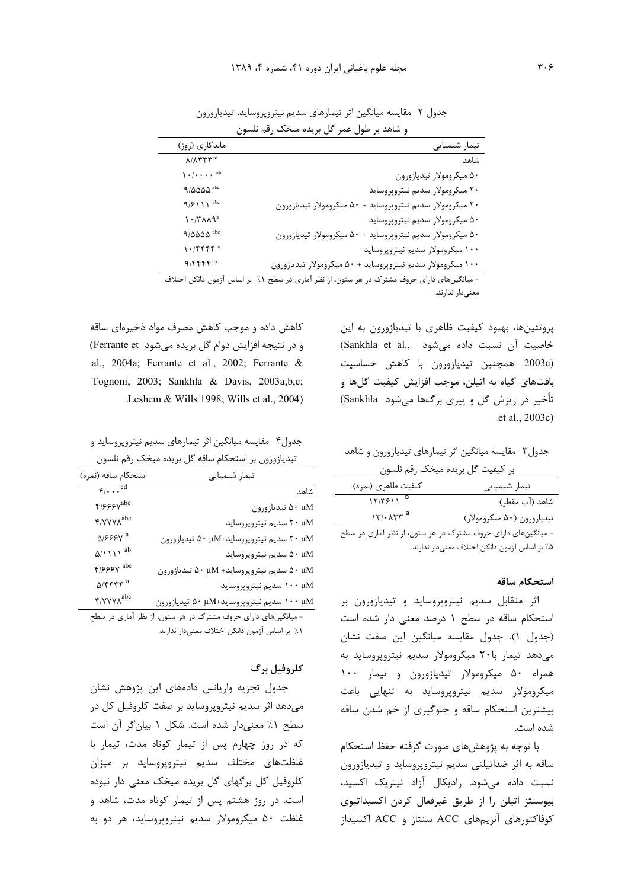جدول ۲- مقایسه میانگین اثر تیمارهای سدیم نیتروپروساید، تیدیازورون و شاهد بر طول عمر گل بریده میخک رقم نلسون

| تیمار شیمیایی | ماندگاری (روز) |
|---|---|
| شاهد | ۸/۸۳۳۳[cd] |
| ۵۰ میکرومولار تیدیازورون | ۱۰/۰۰۰۰[ab] |
| ۲۰ میکرومولار سدیم نیتروپروساید | ۹/۵۵۵۵[abc] |
| ۲۰ میکرومولار سدیم نیتروپروساید + ۵۰ میکرومولار تیدیازورون | ۹/۶۱۱۱[abc] |
| ۵۰ میکرومولار سدیم نیتروپروساید | ۱۰/۳۸۸۹[a] |
| ۵۰ میکرومولار سدیم نیتروپروساید + ۵۰ میکرومولار تیدیازورون | ۹/۵۵۵۵[abc] |
| ۱۰۰ میکرومولار سدیم نیتروپروساید | ۱۰/۴۴۴۴[a] |
| ۱۰۰ میکرومولار سدیم نیتروپروساید + ۵۰ میکرومولار تیدیازورون | ۹/۴۴۴۴[abc] |

- میانگین‌های دارای حروف مشترک در هر ستون، از نظر آماری در سطح ۱٪ بر اساس آزمون دانکن اختلاف معنی‌دار ندارند.

پروتئین‌ها، بهبود کیفیت ظاهری با تیدیازورون به این خاصیت آن نسبت داده می‌شود (Sankhla et al., 2003c). همچنین تیدیازورون با کاهش حساسیت بافت‌های گیاه به اتیلن، موجب افزایش کیفیت گل‌ها و تأخیر در ریزش گل و پیری برگ‌ها می‌شود (Sankhla et al., 2003c)

جدول۳- مقایسه میانگین اثر تیمارهای تیدیازورون و شاهد بر کیفیت گل بریده میخک رقم نلسون

| تیمار شیمیایی | کیفیت ظاهری (نمره) |
|---|---|
| شاهد (آب مقطر) | ۱۲/۳۶۱۱[b] |
| تیدیازورون (۵۰ میکرومولار) | ۱۳/۰۸۳۳[a] |

- میانگین‌های دارای حروف مشترک در هر ستون، از نظر آماری در سطح ۵٪ بر اساس آزمون دانکن اختلاف معنی‌دار ندارند.

### استحکام ساقه

اثر متقابل سدیم نیتروپروساید و تیدیازورون بر استحکام ساقه در سطح ۱ درصد معنی دار شده است (جدول ۱). جدول مقایسه میانگین این صفت نشان می‌دهد تیمار با۲۰ میکرومولار سدیم نیتروپروساید به همراه ۵۰ میکرومولار تیدیازورون و تیمار ۱۰۰ میکرومولار سدیم نیتروپروساید به تنهایی باعث بیشترین استحکام ساقه و جلوگیری از خم شدن ساقه شده است.

با توجه به پژوهش‌های صورت گرفته حفظ استحکام ساقه به اثر ضداتیلنی سدیم نیتروپروساید و تیدیازورون نسبت داده می‌شود. رادیکال آزاد نیتریک اکسید، بیوسنتز اتیلن را از طریق غیرفعال کردن اکسیداتیوی کوفاکتورهای آنزیم‌های ACC سنتاز و ACC اکسیداز کاهش داده و موجب کاهش مصرف مواد ذخیره‌ای ساقه و در نتیجه افزایش دوام گل بریده می‌شود (Ferrante et al., 2004a; Ferrante et al., 2002; Ferrante & Tognoni, 2003; Sankhla & Davis, 2003a,b,c; Leshem & Wills 1998; Wills et al., 2004).

جدول۴- مقایسه میانگین اثر تیمارهای سدیم نیتروپروساید و تیدیازورون بر استحکام ساقه گل بریده میخک رقم نلسون

| تیمار شیمیایی | استحکام ساقه (نمره) |
|---|---|
| شاهد | ۴/۰۰۰[cd] |
| ۵۰ µM تیدیازورون | ۴/۶۶۶۷[abc] |
| ۲۰ µM سدیم نیتروپروساید | ۴/۷۷۷۸[abc] |
| ۲۰ µM سدیم نیتروپروساید+۵۰ µM تیدیازورون | ۵/۶۶۶۷[a] |
| ۵۰ µM سدیم نیتروپروساید | ۵/۱۱۱۱[ab] |
| ۵۰ µM سدیم نیتروپروساید+ ۵۰ µM تیدیازورون | ۴/۶۶۶۷[abc] |
| ۱۰۰ µM سدیم نیتروپروساید | ۵/۴۴۴۴[a] |
| ۱۰۰ µM سدیم نیتروپروساید+۵۰ µM تیدیازورون | ۴/۷۷۷۸[abc] |

- میانگین‌های دارای حروف مشترک در هر ستون، از نظر آماری در سطح ۱٪ بر اساس آزمون دانکن اختلاف معنی‌دار ندارند.

### کلروفیل برگ

جدول تجزیه واریانس داده‌های این پژوهش نشان می‌دهد اثر سدیم نیتروپروساید بر صفت کلروفیل کل در سطح ۱٪ معنی‌دار شده است. شکل ۱ بیان‌گر آن است که در روز چهارم پس از تیمار کوتاه مدت، تیمار با غلظت‌های مختلف سدیم نیتروپروساید بر میزان کلروفیل کل برگهای گل بریده میخک معنی دار نبوده است. در روز هشتم پس از تیمار کوتاه مدت، شاهد و غلظت ۵۰ میکرومولار سدیم نیتروپروساید، هر دو به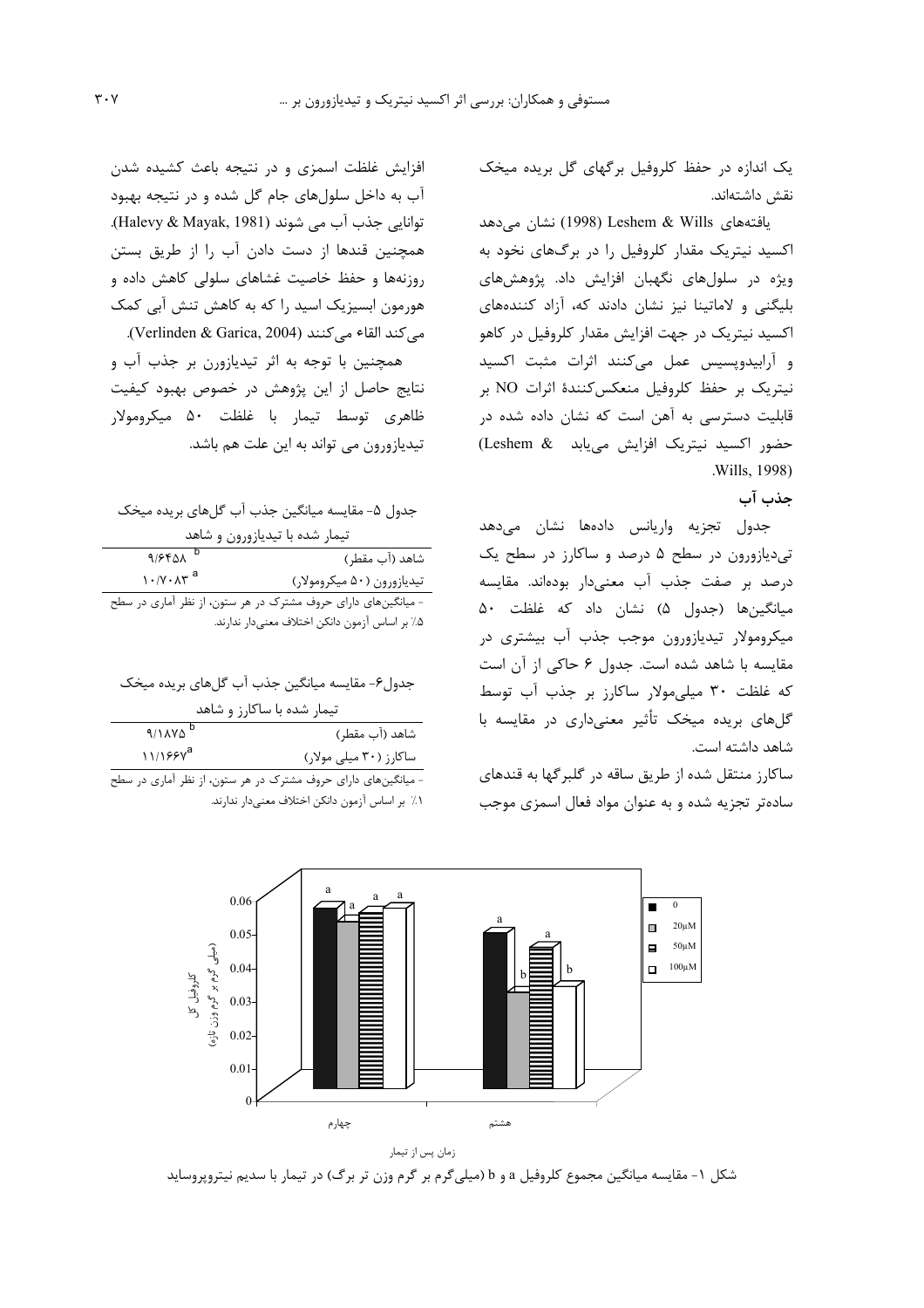یک اندازه در حفظ کلروفیل برگهای گل بریده میخک نقش داشته‌اند.

یافته‌های Leshem & Wills (1998) نشان می‌دهد اکسید نیتریک مقدار کلروفیل را در برگ‌های نخود به ویژه در سلول‌های نگهبان افزایش داد. پژوهش‌های بلیگنی و لاماتینا نیز نشان دادند که، آزاد کننده‌های اکسید نیتریک در جهت افزایش مقدار کلروفیل در کاهو و آرابیدوپسیس عمل می‌کنند اثرات مثبت اکسید نیتریک بر حفظ کلروفیل منعکس‌کنندهٔ اثرات NO بر قابلیت دسترسی به آهن است که نشان داده شده در حضور اکسید نیتریک افزایش می‌یابد (Leshem & Wills, 1998).

### جذب آب

جدول تجزیه واریانس داده‌ها نشان می‌دهد تی‌دیازورون در سطح ۵ درصد و ساکارز در سطح یک درصد بر صفت جذب آب معنی‌دار بوده‌اند. مقایسه میانگین‌ها (جدول ۵) نشان داد که غلظت ۵۰ میکرومولار تیدیازورون موجب جذب آب بیشتری در مقایسه با شاهد شده است. جدول ۶ حاکی از آن است که غلظت ۳۰ میلی‌مولار ساکارز بر جذب آب توسط گل‌های بریده میخک تأثیر معنی‌داری در مقایسه با شاهد داشته است.

ساکارز منتقل شده از طریق ساقه در گلبرگها به قندهای ساده‌تر تجزیه شده و به عنوان مواد فعال اسمزی موجب افزایش غلظت اسمزی و در نتیجه باعث کشیده شدن آب به داخل سلول‌های جام گل شده و در نتیجه بهبود توانایی جذب آب می شوند (Halevy & Mayak, 1981). همچنین قندها از دست دادن آب را از طریق بستن روزنه‌ها و حفظ خاصیت غشاهای سلولی کاهش داده و هورمون ابسیزیک اسید را که به کاهش تنش آبی کمک می‌کند القاء می‌کنند (Verlinden & Garica, 2004).

همچنین با توجه به اثر تیدیازورن بر جذب آب و نتایج حاصل از این پژوهش در خصوص بهبود کیفیت ظاهری توسط تیمار با غلظت ۵۰ میکرومولار تیدیازورون می تواند به این علت هم باشد.

جدول ۵- مقایسه میانگین جذب آب گل‌های بریده میخک تیمار شده با تیدیازورون و شاهد

| | |
|---|---|
| شاهد (آب مقطر) | ۹/۶۴۵۸ [b] |
| تیدیازورون (۵۰ میکرومولار) | ۱۰/۷۰۸۳ [a] |

- میانگین‌های دارای حروف مشترک در هر ستون، از نظر آماری در سطح ۵٪ بر اساس آزمون دانکن اختلاف معنی‌دار ندارند.

جدول۶- مقایسه میانگین جذب آب گل‌های بریده میخک تیمار شده با ساکارز و شاهد

| | |
|---|---|
| شاهد (آب مقطر) | ۹/۱۸۷۵ [b] |
| ساکارز (۳۰ میلی مولار) | ۱۱/۱۶۶۷ [a] |

- میانگین‌های دارای حروف مشترک در هر ستون، از نظر آماری در سطح ۱٪ بر اساس آزمون دانکن اختلاف معنی‌دار ندارند.

شکل ۱- مقایسه میانگین مجموع کلروفیل a و b (میلی‌گرم بر گرم وزن تر برگ) در تیمار با سدیم نیتروپروساید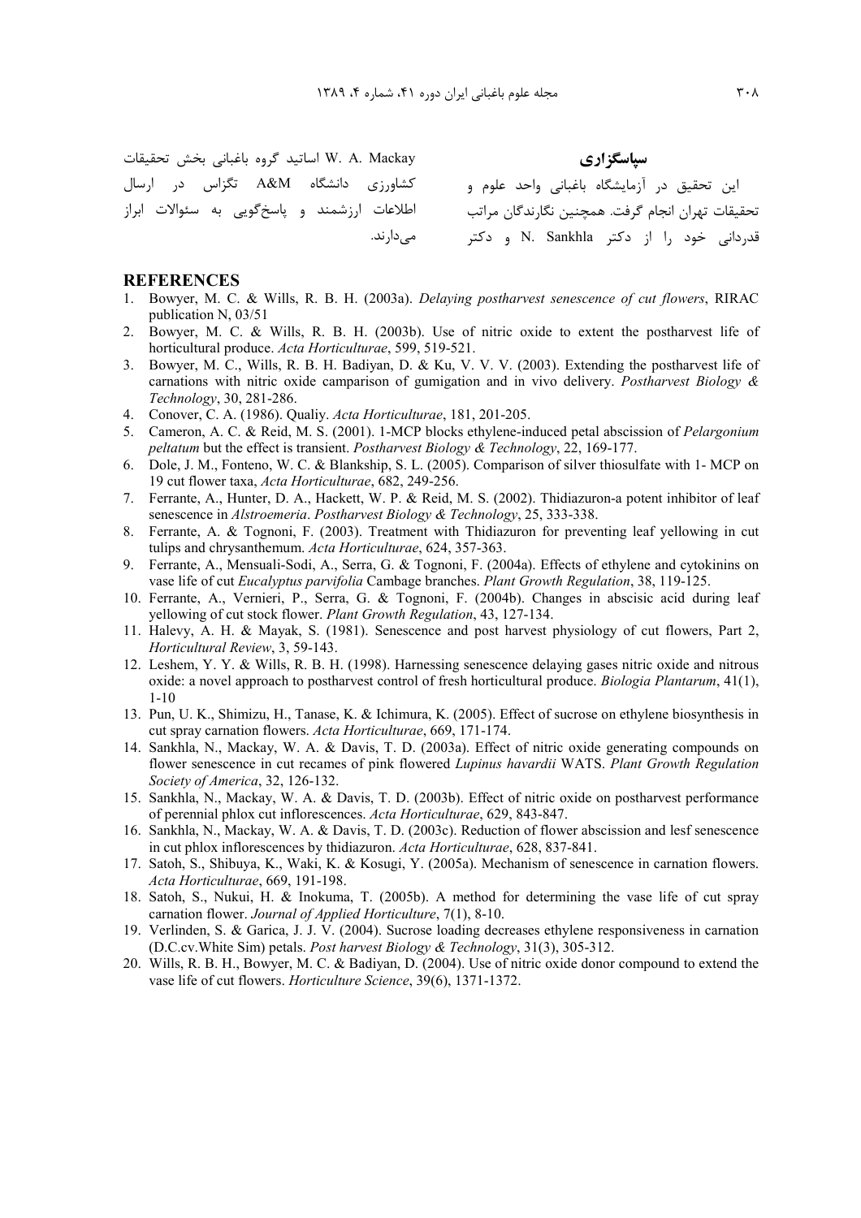## سپاسگزاری

این تحقیق در آزمایشگاه باغبانی واحد علوم و تحقیقات تهران انجام گرفت. همچنین نگارندگان مراتب قدردانی خود را از دکتر N. Sankhla و دکتر W. A. Mackay اساتید گروه باغبانی بخش تحقیقات کشاورزی دانشگاه A&M تگزاس در ارسال اطلاعات ارزشمند و پاسخ‌گویی به سئوالات ابراز می‌دارند.

## REFERENCES

1. Bowyer, M. C. & Wills, R. B. H. (2003a). *Delaying postharvest senescence of cut flowers*, RIRAC publication N, 03/51
2. Bowyer, M. C. & Wills, R. B. H. (2003b). Use of nitric oxide to extent the postharvest life of horticultural produce. *Acta Horticulturae*, 599, 519-521.
3. Bowyer, M. C., Wills, R. B. H. Badiyan, D. & Ku, V. V. V. (2003). Extending the postharvest life of carnations with nitric oxide camparison of gumigation and in vivo delivery. *Postharvest Biology & Technology*, 30, 281-286.
4. Conover, C. A. (1986). Qualiy. *Acta Horticulturae*, 181, 201-205.
5. Cameron, A. C. & Reid, M. S. (2001). 1-MCP blocks ethylene-induced petal abscission of *Pelargonium peltatum* but the effect is transient. *Postharvest Biology & Technology*, 22, 169-177.
6. Dole, J. M., Fonteno, W. C. & Blankship, S. L. (2005). Comparison of silver thiosulfate with 1- MCP on 19 cut flower taxa, *Acta Horticulturae*, 682, 249-256.
7. Ferrante, A., Hunter, D. A., Hackett, W. P. & Reid, M. S. (2002). Thidiazuron-a potent inhibitor of leaf senescence in *Alstroemeria*. *Postharvest Biology & Technology*, 25, 333-338.
8. Ferrante, A. & Tognoni, F. (2003). Treatment with Thidiazuron for preventing leaf yellowing in cut tulips and chrysanthemum. *Acta Horticulturae*, 624, 357-363.
9. Ferrante, A., Mensuali-Sodi, A., Serra, G. & Tognoni, F. (2004a). Effects of ethylene and cytokinins on vase life of cut *Eucalyptus parvifolia* Cambage branches. *Plant Growth Regulation*, 38, 119-125.
10. Ferrante, A., Vernieri, P., Serra, G. & Tognoni, F. (2004b). Changes in abscisic acid during leaf yellowing of cut stock flower. *Plant Growth Regulation*, 43, 127-134.
11. Halevy, A. H. & Mayak, S. (1981). Senescence and post harvest physiology of cut flowers, Part 2, *Horticultural Review*, 3, 59-143.
12. Leshem, Y. Y. & Wills, R. B. H. (1998). Harnessing senescence delaying gases nitric oxide and nitrous oxide: a novel approach to postharvest control of fresh horticultural produce. *Biologia Plantarum*, 41(1), 1-10
13. Pun, U. K., Shimizu, H., Tanase, K. & Ichimura, K. (2005). Effect of sucrose on ethylene biosynthesis in cut spray carnation flowers. *Acta Horticulturae*, 669, 171-174.
14. Sankhla, N., Mackay, W. A. & Davis, T. D. (2003a). Effect of nitric oxide generating compounds on flower senescence in cut recames of pink flowered *Lupinus havardii* WATS. *Plant Growth Regulation Society of America*, 32, 126-132.
15. Sankhla, N., Mackay, W. A. & Davis, T. D. (2003b). Effect of nitric oxide on postharvest performance of perennial phlox cut inflorescences. *Acta Horticulturae*, 629, 843-847.
16. Sankhla, N., Mackay, W. A. & Davis, T. D. (2003c). Reduction of flower abscission and lesf senescence in cut phlox inflorescences by thidiazuron. *Acta Horticulturae*, 628, 837-841.
17. Satoh, S., Shibuya, K., Waki, K. & Kosugi, Y. (2005a). Mechanism of senescence in carnation flowers. *Acta Horticulturae*, 669, 191-198.
18. Satoh, S., Nukui, H. & Inokuma, T. (2005b). A method for determining the vase life of cut spray carnation flower. *Journal of Appplied Horticulture*, 7(1), 8-10.
19. Verlinden, S. & Garica, J. J. V. (2004). Sucrose loading decreases ethylene responsiveness in carnation (D.C.cv.White Sim) petals. *Post harvest Biology & Technology*, 31(3), 305-312.
20. Wills, R. B. H., Bowyer, M. C. & Badiyan, D. (2004). Use of nitric oxide donor compound to extend the vase life of cut flowers. *Horticulture Science*, 39(6), 1371-1372.